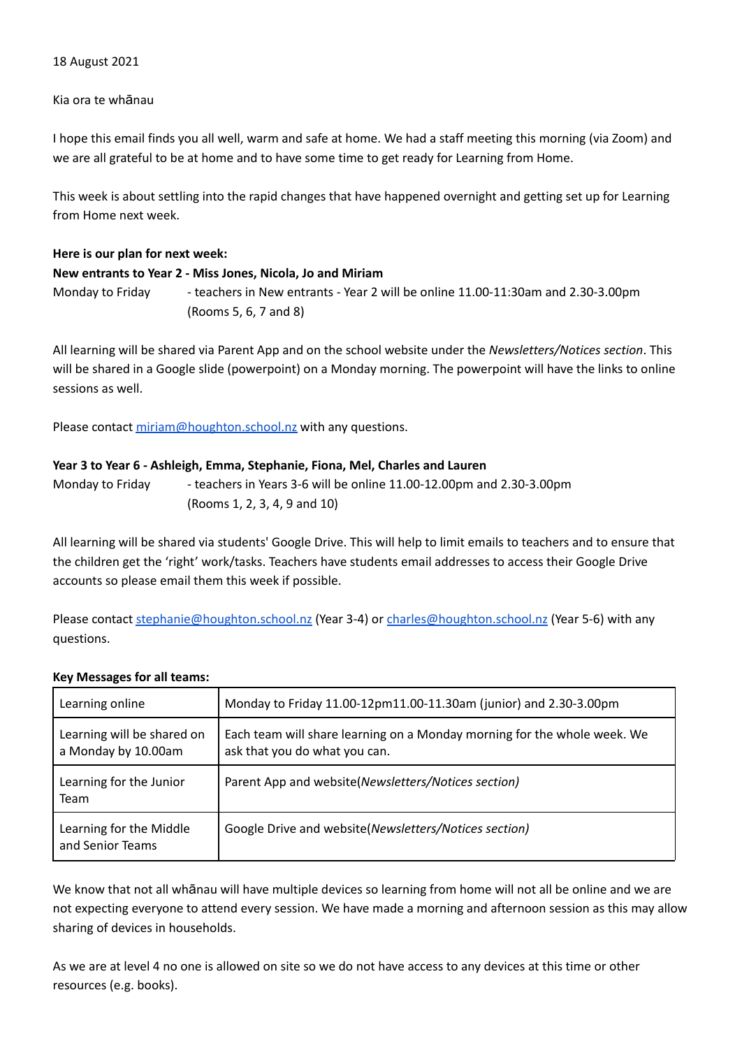18 August 2021

Kia ora te whānau

I hope this email finds you all well, warm and safe at home. We had a staff meeting this morning (via Zoom) and we are all grateful to be at home and to have some time to get ready for Learning from Home.

This week is about settling into the rapid changes that have happened overnight and getting set up for Learning from Home next week.

**Here is our plan for next week:**

**New entrants to Year 2 - Miss Jones, Nicola, Jo and Miriam**

Monday to Friday - teachers in New entrants - Year 2 will be online 11.00-11:30am and 2.30-3.00pm (Rooms 5, 6, 7 and 8)

All learning will be shared via Parent App and on the school website under the *Newsletters/Notices section*. This will be shared in a Google slide (powerpoint) on a Monday morning. The powerpoint will have the links to online sessions as well.

Please contact miriam@houghton.school.nz with any questions.

**Year 3 to Year 6 - Ashleigh, Emma, Stephanie, Fiona, Mel, Charles and Lauren**

Monday to Friday - teachers in Years 3-6 will be online 11.00-12.00pm and 2.30-3.00pm (Rooms 1, 2, 3, 4, 9 and 10)

All learning will be shared via students' Google Drive. This will help to limit emails to teachers and to ensure that the children get the 'right' work/tasks. Teachers have students email addresses to access their Google Drive accounts so please email them this week if possible.

Please contact stephanie@houghton.school.nz (Year 3-4) or charles@houghton.school.nz (Year 5-6) with any questions.

**Key Messages for all teams:**

| Learning online | Monday to Friday 11.00-12pm11.00-11.30am (junior) and 2.30-3.00pm |
|---|---|
| Learning will be shared on a Monday by 10.00am | Each team will share learning on a Monday morning for the whole week. We ask that you do what you can. |
| Learning for the Junior Team | Parent App and website(*Newsletters/Notices section)* |
| Learning for the Middle and Senior Teams | Google Drive and website(*Newsletters/Notices section)* |

We know that not all whānau will have multiple devices so learning from home will not all be online and we are not expecting everyone to attend every session. We have made a morning and afternoon session as this may allow sharing of devices in households.

As we are at level 4 no one is allowed on site so we do not have access to any devices at this time or other resources (e.g. books).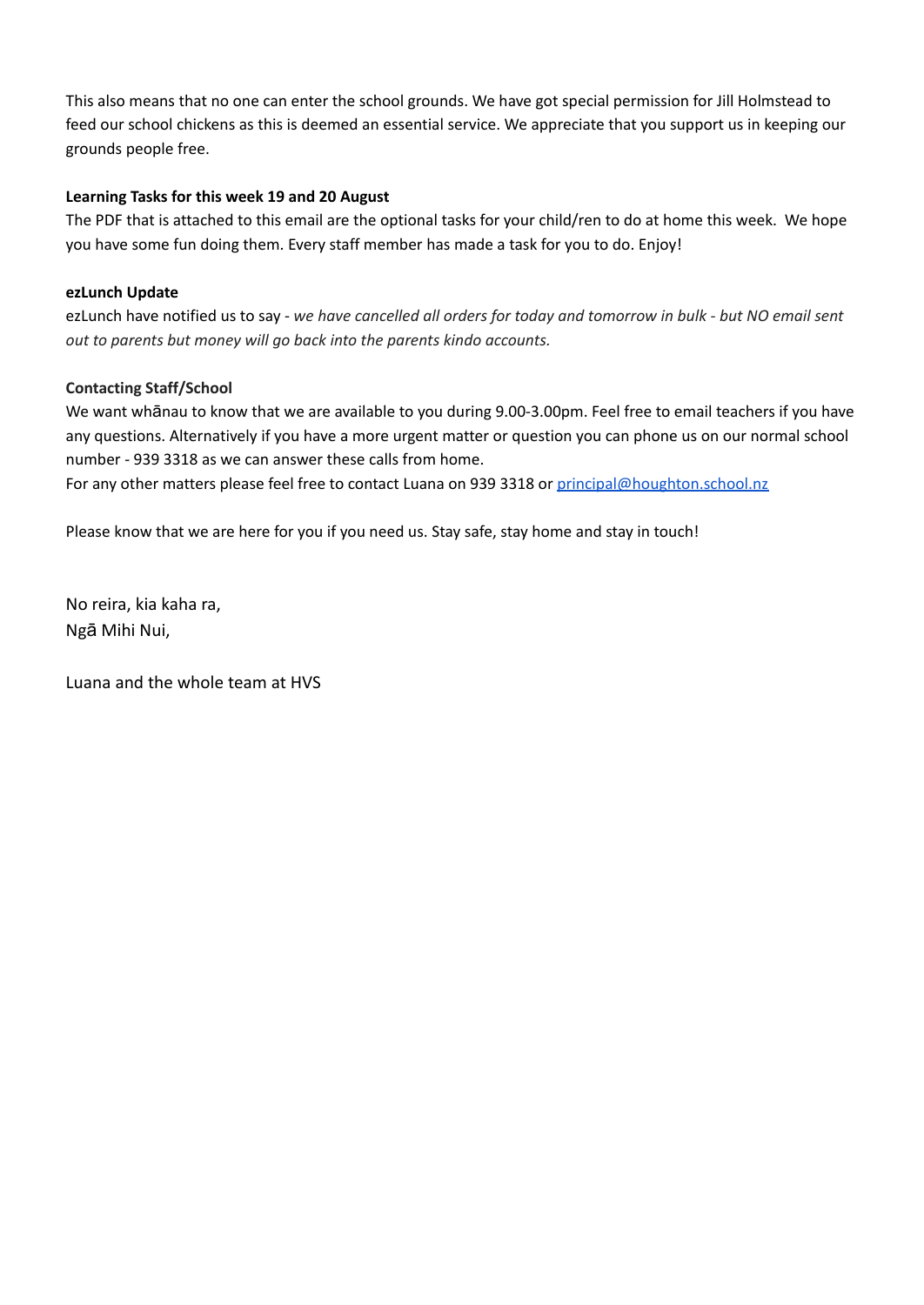This also means that no one can enter the school grounds. We have got special permission for Jill Holmstead to feed our school chickens as this is deemed an essential service. We appreciate that you support us in keeping our grounds people free.

**Learning Tasks for this week 19 and 20 August**

The PDF that is attached to this email are the optional tasks for your child/ren to do at home this week. We hope you have some fun doing them. Every staff member has made a task for you to do. Enjoy!

**ezLunch Update**

ezLunch have notified us to say - *we have cancelled all orders for today and tomorrow in bulk - but NO email sent out to parents but money will go back into the parents kindo accounts.*

**Contacting Staff/School**

We want whānau to know that we are available to you during 9.00-3.00pm. Feel free to email teachers if you have any questions. Alternatively if you have a more urgent matter or question you can phone us on our normal school number - 939 3318 as we can answer these calls from home.

For any other matters please feel free to contact Luana on 939 3318 or [principal@houghton.school.nz](mailto:principal@houghton.school.nz)

Please know that we are here for you if you need us. Stay safe, stay home and stay in touch!

No reira, kia kaha ra,

Ngā Mihi Nui,

Luana and the whole team at HVS